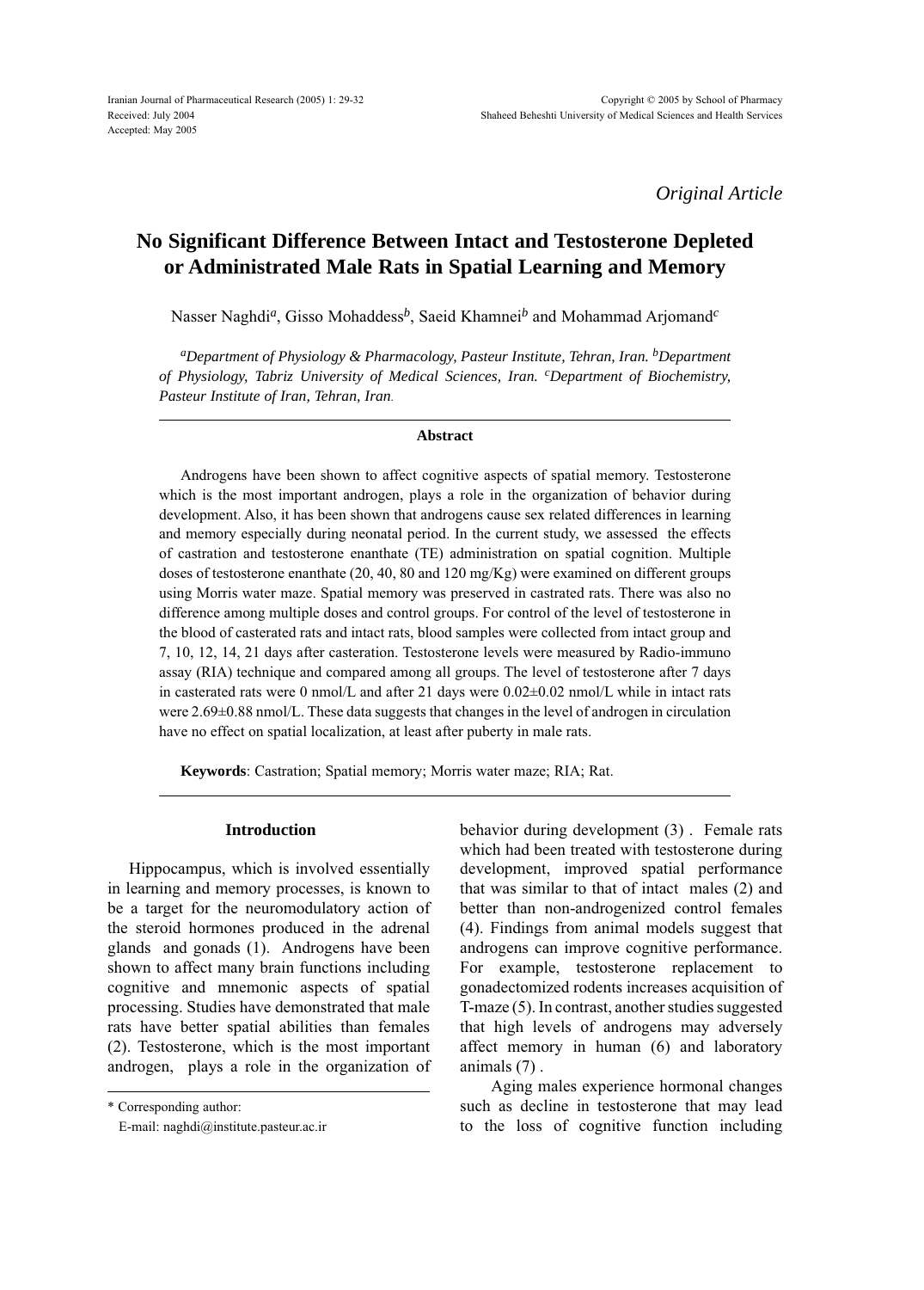Received: July 2004
Accepted: May 2005

*Original Article*

# No Significant Difference Between Intact and Testosterone Depleted or Administrated Male Rats in Spatial Learning and Memory

Nasser Naghdi[a], Gisso Mohaddess[b], Saeid Khamnei[b] and Mohammad Arjomand[c]

[a]*Department of Physiology & Pharmacology, Pasteur Institute, Tehran, Iran.* [b]*Department of Physiology, Tabriz University of Medical Sciences, Iran.* [c]*Department of Biochemistry, Pasteur Institute of Iran, Tehran, Iran.*

## Abstract

Androgens have been shown to affect cognitive aspects of spatial memory. Testosterone which is the most important androgen, plays a role in the organization of behavior during development. Also, it has been shown that androgens cause sex related differences in learning and memory especially during neonatal period. In the current study, we assessed the effects of castration and testosterone enanthate (TE) administration on spatial cognition. Multiple doses of testosterone enanthate (20, 40, 80 and 120 mg/Kg) were examined on different groups using Morris water maze. Spatial memory was preserved in castrated rats. There was also no difference among multiple doses and control groups. For control of the level of testosterone in the blood of casterated rats and intact rats, blood samples were collected from intact group and 7, 10, 12, 14, 21 days after casteration. Testosterone levels were measured by Radio-immuno assay (RIA) technique and compared among all groups. The level of testosterone after 7 days in casterated rats were 0 nmol/L and after 21 days were 0.02±0.02 nmol/L while in intact rats were 2.69±0.88 nmol/L. These data suggests that changes in the level of androgen in circulation have no effect on spatial localization, at least after puberty in male rats.

**Keywords**: Castration; Spatial memory; Morris water maze; RIA; Rat.

## Introduction

Hippocampus, which is involved essentially in learning and memory processes, is known to be a target for the neuromodulatory action of the steroid hormones produced in the adrenal glands and gonads (1). Androgens have been shown to affect many brain functions including cognitive and mnemonic aspects of spatial processing. Studies have demonstrated that male rats have better spatial abilities than females (2). Testosterone, which is the most important androgen, plays a role in the organization of behavior during development (3) . Female rats which had been treated with testosterone during development, improved spatial performance that was similar to that of intact males (2) and better than non-androgenized control females (4). Findings from animal models suggest that androgens can improve cognitive performance. For example, testosterone replacement to gonadectomized rodents increases acquisition of T-maze (5). In contrast, another studies suggested that high levels of androgens may adversely affect memory in human (6) and laboratory animals (7) .

Aging males experience hormonal changes such as decline in testosterone that may lead to the loss of cognitive function including

\* Corresponding author:
E-mail: naghdi@institute.pasteur.ac.ir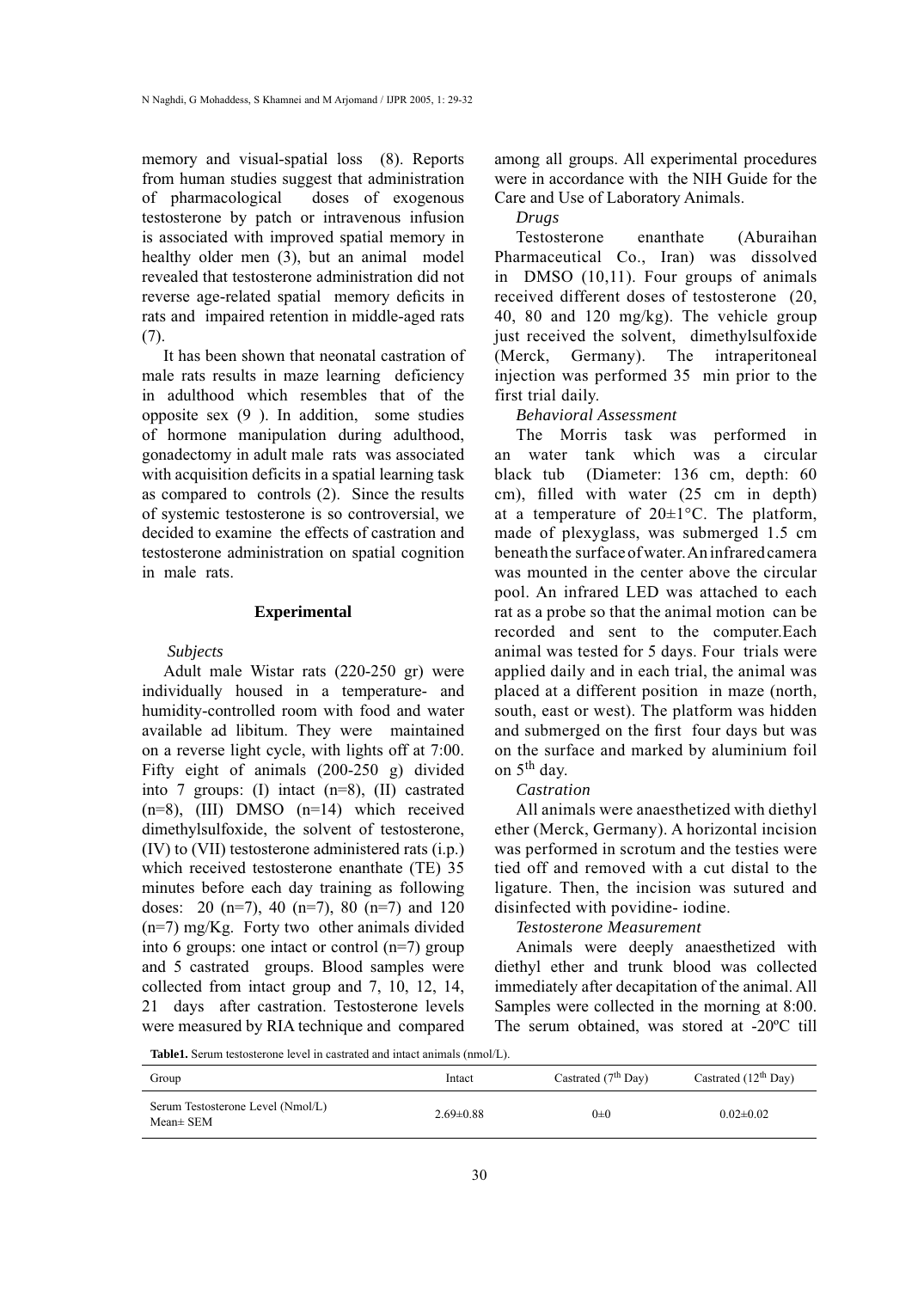memory and visual-spatial loss (8). Reports from human studies suggest that administration of pharmacological doses of exogenous testosterone by patch or intravenous infusion is associated with improved spatial memory in healthy older men (3), but an animal model revealed that testosterone administration did not reverse age-related spatial memory deficits in rats and impaired retention in middle-aged rats (7).

It has been shown that neonatal castration of male rats results in maze learning deficiency in adulthood which resembles that of the opposite sex (9 ). In addition, some studies of hormone manipulation during adulthood, gonadectomy in adult male rats was associated with acquisition deficits in a spatial learning task as compared to controls (2). Since the results of systemic testosterone is so controversial, we decided to examine the effects of castration and testosterone administration on spatial cognition in male rats.

## Experimental

*Subjects*

Adult male Wistar rats (220-250 gr) were individually housed in a temperature- and humidity-controlled room with food and water available ad libitum. They were maintained on a reverse light cycle, with lights off at 7:00. Fifty eight of animals (200-250 g) divided into 7 groups: (I) intact (n=8), (II) castrated (n=8), (III) DMSO (n=14) which received dimethylsulfoxide, the solvent of testosterone, (IV) to (VII) testosterone administered rats (i.p.) which received testosterone enanthate (TE) 35 minutes before each day training as following doses: 20 (n=7), 40 (n=7), 80 (n=7) and 120 (n=7) mg/Kg. Forty two other animals divided into 6 groups: one intact or control (n=7) group and 5 castrated groups. Blood samples were collected from intact group and 7, 10, 12, 14, 21 days after castration. Testosterone levels were measured by RIA technique and compared among all groups. All experimental procedures were in accordance with the NIH Guide for the Care and Use of Laboratory Animals.

*Drugs*

Testosterone enanthate (Aburaihan Pharmaceutical Co., Iran) was dissolved in DMSO (10,11). Four groups of animals received different doses of testosterone (20, 40, 80 and 120 mg/kg). The vehicle group just received the solvent, dimethylsulfoxide (Merck, Germany). The intraperitoneal injection was performed 35 min prior to the first trial daily.

*Behavioral Assessment*

The Morris task was performed in an water tank which was a circular black tub (Diameter: 136 cm, depth: 60 cm), filled with water (25 cm in depth) at a temperature of 20±1°C. The platform, made of plexyglass, was submerged 1.5 cm beneath the surface of water. An infrared camera was mounted in the center above the circular pool. An infrared LED was attached to each rat as a probe so that the animal motion can be recorded and sent to the computer.Each animal was tested for 5 days. Four trials were applied daily and in each trial, the animal was placed at a different position in maze (north, south, east or west). The platform was hidden and submerged on the first four days but was on the surface and marked by aluminium foil on 5$^{th}$ day.

*Castration*

All animals were anaesthetized with diethyl ether (Merck, Germany). A horizontal incision was performed in scrotum and the testies were tied off and removed with a cut distal to the ligature. Then, the incision was sutured and disinfected with povidine- iodine.

*Testosterone Measurement*

Animals were deeply anaesthetized with diethyl ether and trunk blood was collected immediately after decapitation of the animal. All Samples were collected in the morning at 8:00. The serum obtained, was stored at -20ºC till

**Table1.** Serum testosterone level in castrated and intact animals (nmol/L).

| Group | Intact | Castrated (7$^{th}$ Day) | Castrated (12$^{th}$ Day) |
|---|---|---|---|
| Serum Testosterone Level (Nmol/L) Mean± SEM | 2.69±0.88 | 0±0 | 0.02±0.02 |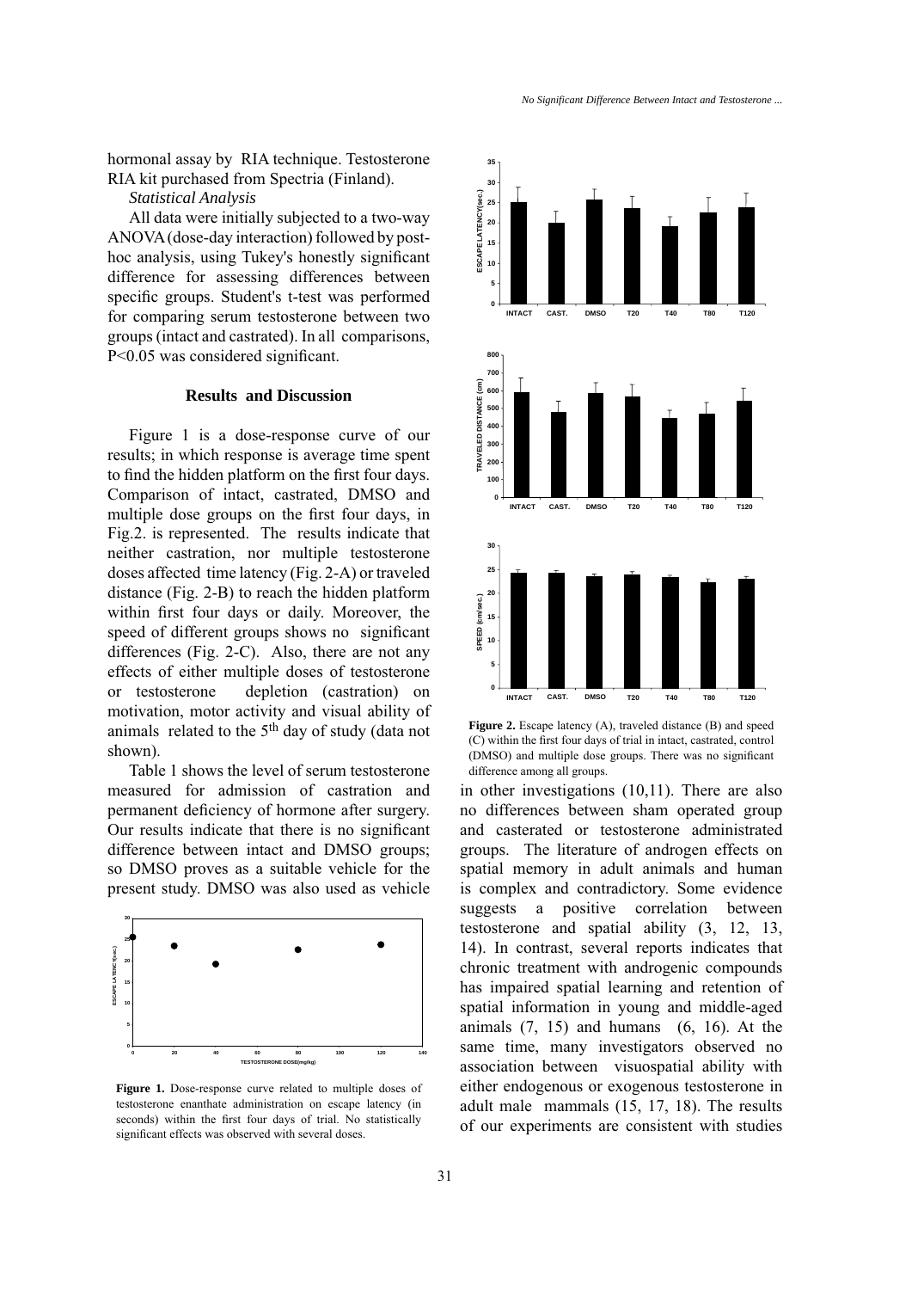hormonal assay by RIA technique. Testosterone RIA kit purchased from Spectria (Finland).

*Statistical Analysis*

All data were initially subjected to a two-way ANOVA (dose-day interaction) followed by post-hoc analysis, using Tukey's honestly significant difference for assessing differences between specific groups. Student's t-test was performed for comparing serum testosterone between two groups (intact and castrated). In all comparisons, $P<0.05$ was considered significant.

## Results and Discussion

Figure 1 is a dose-response curve of our results; in which response is average time spent to find the hidden platform on the first four days. Comparison of intact, castrated, DMSO and multiple dose groups on the first four days, in Fig.2. is represented. The results indicate that neither castration, nor multiple testosterone doses affected time latency (Fig. 2-A) or traveled distance (Fig. 2-B) to reach the hidden platform within first four days or daily. Moreover, the speed of different groups shows no significant differences (Fig. 2-C). Also, there are not any effects of either multiple doses of testosterone or testosterone depletion (castration) on motivation, motor activity and visual ability of animals related to the 5th day of study (data not shown).

Table 1 shows the level of serum testosterone measured for admission of castration and permanent deficiency of hormone after surgery. Our results indicate that there is no significant difference between intact and DMSO groups; so DMSO proves as a suitable vehicle for the present study. DMSO was also used as vehicle in other investigations (10,11). There are also no differences between sham operated group and casterated or testosterone administrated groups. The literature of androgen effects on spatial memory in adult animals and human is complex and contradictory. Some evidence suggests a positive correlation between testosterone and spatial ability (3, 12, 13, 14). In contrast, several reports indicates that chronic treatment with androgenic compounds has impaired spatial learning and retention of spatial information in young and middle-aged animals (7, 15) and humans (6, 16). At the same time, many investigators observed no association between visuospatial ability with either endogenous or exogenous testosterone in adult male mammals (15, 17, 18). The results of our experiments are consistent with studies

**Figure 1.** Dose-response curve related to multiple doses of testosterone enanthate administration on escape latency (in seconds) within the first four days of trial. No statistically significant effects was observed with several doses.

**Figure 2.** Escape latency (A), traveled distance (B) and speed (C) within the first four days of trial in intact, castrated, control (DMSO) and multiple dose groups. There was no significant difference among all groups.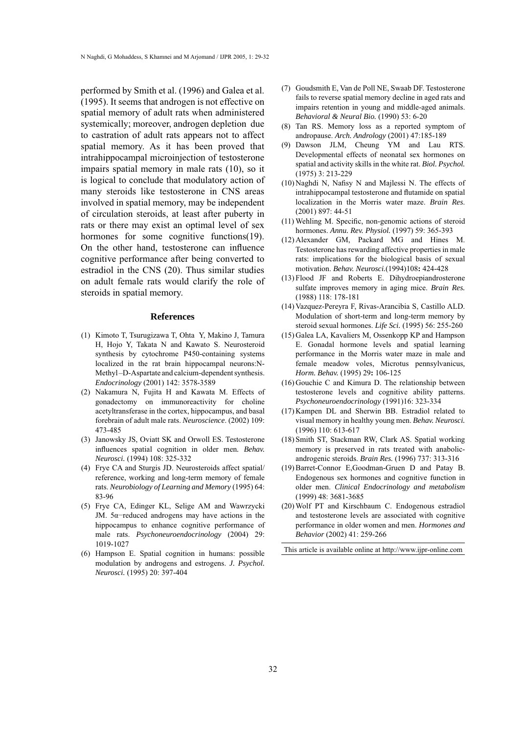performed by Smith et al. (1996) and Galea et al. (1995). It seems that androgen is not effective on spatial memory of adult rats when administered systemically; moreover, androgen depletion due to castration of adult rats appears not to affect spatial memory. As it has been proved that intrahippocampal microinjection of testosterone impairs spatial memory in male rats (10), so it is logical to conclude that modulatory action of many steroids like testosterone in CNS areas involved in spatial memory, may be independent of circulation steroids, at least after puberty in rats or there may exist an optimal level of sex hormones for some cognitive functions(19). On the other hand, testosterone can influence cognitive performance after being converted to estradiol in the CNS (20). Thus similar studies on adult female rats would clarify the role of steroids in spatial memory.

## References

(1) Kimoto T, Tsurugizawa T, Ohta Y, Makino J, Tamura H, Hojo Y, Takata N and Kawato S. Neurosteroid synthesis by cytochrome P450-containing systems localized in the rat brain hippocampal neurons:N-Methyl–D-Aspartate and calcium-dependent synthesis. *Endocrinology* (2001) 142: 3578-3589

(2) Nakamura N, Fujita H and Kawata M. Effects of gonadectomy on immunoreactivity for choline acetyltransferase in the cortex, hippocampus, and basal forebrain of adult male rats. *Neuroscience*. (2002) 109: 473-485

(3) Janowsky JS, Oviatt SK and Orwoll ES. Testosterone influences spatial cognition in older men*. Behav. Neurosci.* (1994) 108: 325-332

(4) Frye CA and Sturgis JD. Neurosteroids affect spatial/ reference, working and long-term memory of female rats. *Neurobiology of Learning and Memory* (1995) 64: 83-96

(5) Frye CA, Edinger KL, Selige AM and Wawrzycki JM. 5α−reduced androgens may have actions in the hippocampus to enhance cognitive performance of male rats. *Psychoneuroendocrinology* (2004) 29: 1019-1027

(6) Hampson E. Spatial cognition in humans: possible modulation by androgens and estrogens. *J. Psychol. Neurosci.* (1995) 20: 397-404

(7) Goudsmith E, Van de Poll NE, Swaab DF. Testosterone fails to reverse spatial memory decline in aged rats and impairs retention in young and middle-aged animals. *Behavioral & Neural Bio.* (1990) 53: 6-20

(8) Tan RS. Memory loss as a reported symptom of andropause. *Arch. Andrology* (2001) 47:185-189

(9) Dawson JLM, Cheung YM and Lau RTS. Developmental effects of neonatal sex hormones on spatial and activity skills in the white rat. *Biol. Psychol.* (1975) 3: 213-229

(10) Naghdi N, Nafisy N and Majlessi N. The effects of intrahippocampal testosterone and flutamide on spatial localization in the Morris water maze. *Brain Res*. (2001) 897: 44-51

(11) Wehling M. Specific, non-genomic actions of steroid hormones. *Annu. Rev. Physiol.* (1997) 59: 365-393

(12) Alexander GM, Packard MG and Hines M. Testosterone has rewarding affective properties in male rats: implications for the biological basis of sexual motivation. *Behav. Neurosci.*(1994)108**:** 424-428

(13) Flood JF and Roberts E. Dihydroepiandrosterone sulfate improves memory in aging mice. *Brain Res.* (1988) 118: 178-181

(14) Vazquez-Pereyra F, Rivas-Arancibia S, Castillo ALD. Modulation of short-term and long-term memory by steroid sexual hormones. *Life Sci.* (1995) 56: 255-260

(15) Galea LA, Kavaliers M, Ossenkopp KP and Hampson E. Gonadal hormone levels and spatial learning performance in the Morris water maze in male and female meadow voles, Microtus pennsylvanicus*, Horm. Behav.* (1995) 29**:** 106-125

(16) Gouchie C and Kimura D. The relationship between testosterone levels and cognitive ability patterns. *Psychoneuroendocrinology* (1991)16: 323-334

(17) Kampen DL and Sherwin BB. Estradiol related to visual memory in healthy young men. *Behav. Neurosci.* (1996) 110: 613-617

(18) Smith ST, Stackman RW, Clark AS. Spatial working memory is preserved in rats treated with anabolic-androgenic steroids. *Brain Res.* (1996) 737: 313-316

(19) Barret-Connor E,Goodman-Gruen D and Patay B. Endogenous sex hormones and cognitive function in older men. *Clinical Endocrinology and metabolism* (1999) 48: 3681-3685

(20) Wolf PT and Kirschbaum C. Endogenous estradiol and testosterone levels are associated with cognitive performance in older women and men. *Hormones and Behavior* (2002) 41: 259-266

This article is available online at http://www.ijpr-online.com